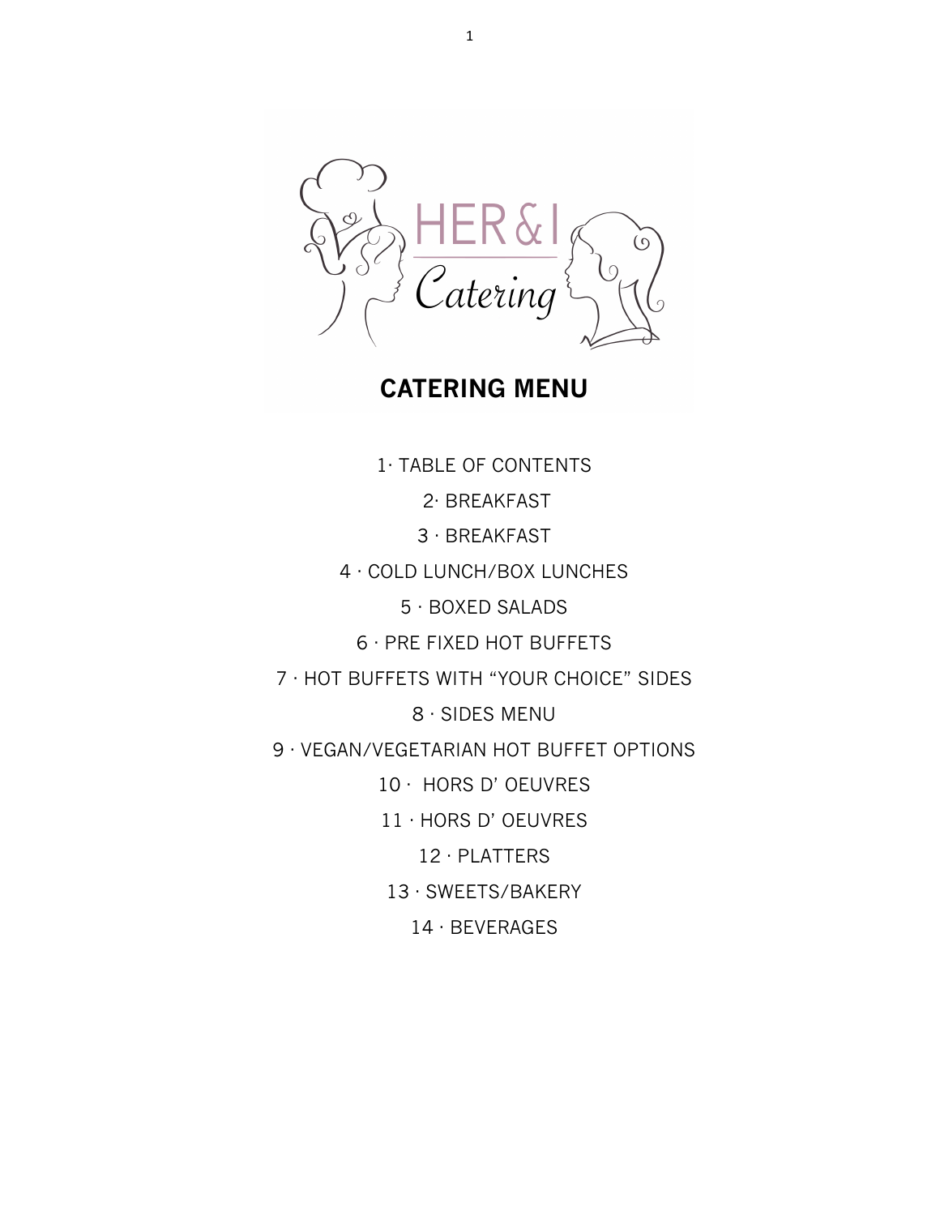HER & I

Catering

# CATERING MENU

1· TABLE OF CONTENTS

2· BREAKFAST

3 · BREAKFAST

4 · COLD LUNCH/BOX LUNCHES

5 · BOXED SALADS

6 · PRE FIXED HOT BUFFETS

7 · HOT BUFFETS WITH "YOUR CHOICE" SIDES

8 · SIDES MENU

9 · VEGAN/VEGETARIAN HOT BUFFET OPTIONS

10 · HORS D' OEUVRES

11 · HORS D' OEUVRES

12 · PLATTERS

13 · SWEETS/BAKERY

14 · BEVERAGES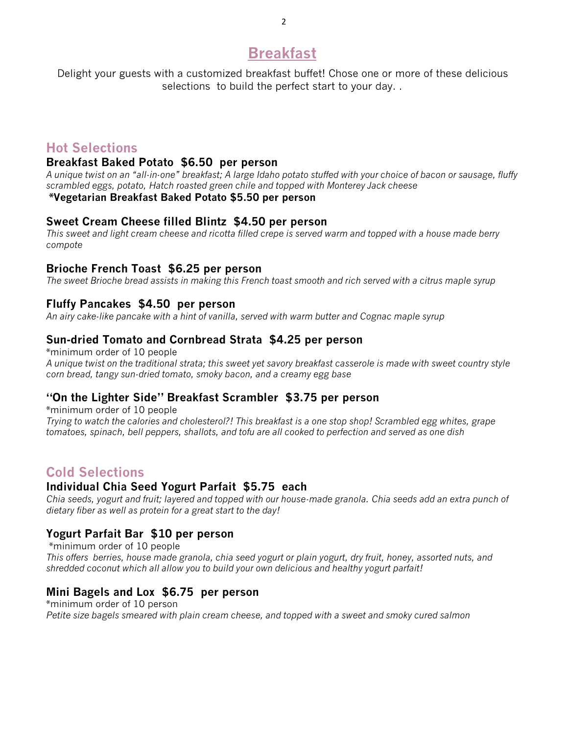# Breakfast

Delight your guests with a customized breakfast buffet! Chose one or more of these delicious selections to build the perfect start to your day. .

## Hot Selections

### Breakfast Baked Potato $6.50 per person

*A unique twist on an "all-in-one" breakfast; A large Idaho potato stuffed with your choice of bacon or sausage, fluffy scrambled eggs, potato, Hatch roasted green chile and topped with Monterey Jack cheese*

**\*Vegetarian Breakfast Baked Potato $5.50 per person**

### Sweet Cream Cheese filled Blintz $4.50 per person

*This sweet and light cream cheese and ricotta filled crepe is served warm and topped with a house made berry compote*

### Brioche French Toast $6.25 per person

*The sweet Brioche bread assists in making this French toast smooth and rich served with a citrus maple syrup*

### Fluffy Pancakes $4.50 per person

*An airy cake-like pancake with a hint of vanilla, served with warm butter and Cognac maple syrup*

### Sun-dried Tomato and Cornbread Strata $4.25 per person

*minimum order of 10 people

*A unique twist on the traditional strata; this sweet yet savory breakfast casserole is made with sweet country style corn bread, tangy sun-dried tomato, smoky bacon, and a creamy egg base*

### "On the Lighter Side" Breakfast Scrambler $3.75 per person

*minimum order of 10 people

*Trying to watch the calories and cholesterol?! This breakfast is a one stop shop! Scrambled egg whites, grape tomatoes, spinach, bell peppers, shallots, and tofu are all cooked to perfection and served as one dish*

## Cold Selections

### Individual Chia Seed Yogurt Parfait $5.75 each

*Chia seeds, yogurt and fruit; layered and topped with our house-made granola. Chia seeds add an extra punch of dietary fiber as well as protein for a great start to the day!*

### Yogurt Parfait Bar $10 per person

*minimum order of 10 people

*This offers berries, house made granola, chia seed yogurt or plain yogurt, dry fruit, honey, assorted nuts, and shredded coconut which all allow you to build your own delicious and healthy yogurt parfait!*

### Mini Bagels and Lox $6.75 per person

*minimum order of 10 person

*Petite size bagels smeared with plain cream cheese, and topped with a sweet and smoky cured salmon*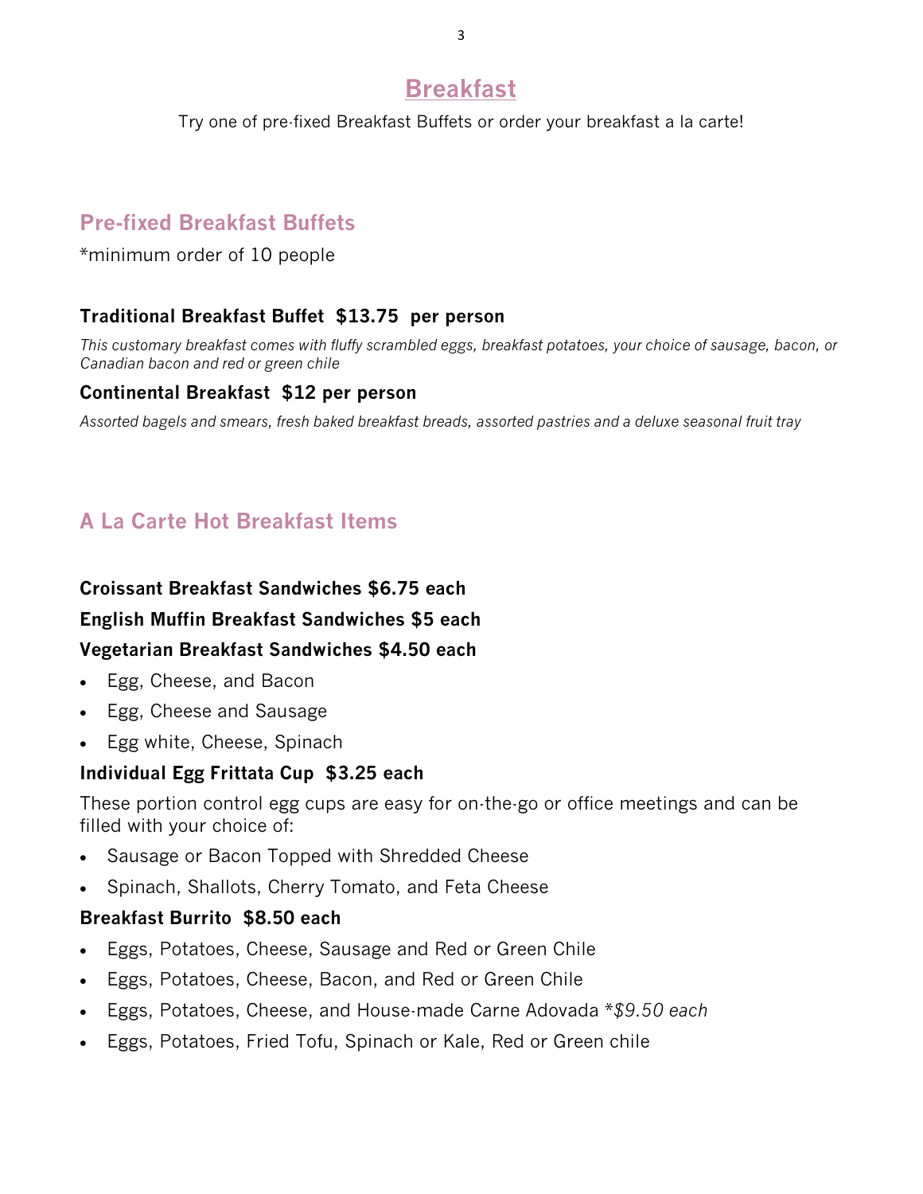# Breakfast

Try one of pre-fixed Breakfast Buffets or order your breakfast a la carte!

## Pre-fixed Breakfast Buffets

*minimum order of 10 people

### Traditional Breakfast Buffet $13.75 per person

*This customary breakfast comes with fluffy scrambled eggs, breakfast potatoes, your choice of sausage, bacon, or Canadian bacon and red or green chile*

### Continental Breakfast $12 per person

*Assorted bagels and smears, fresh baked breakfast breads, assorted pastries and a deluxe seasonal fruit tray*

## A La Carte Hot Breakfast Items

**Croissant Breakfast Sandwiches $6.75 each**

**English Muffin Breakfast Sandwiches $5 each**

**Vegetarian Breakfast Sandwiches $4.50 each**

- Egg, Cheese, and Bacon
- Egg, Cheese and Sausage
- Egg white, Cheese, Spinach

**Individual Egg Frittata Cup $3.25 each**

These portion control egg cups are easy for on-the-go or office meetings and can be filled with your choice of:

- Sausage or Bacon Topped with Shredded Cheese
- Spinach, Shallots, Cherry Tomato, and Feta Cheese

**Breakfast Burrito $8.50 each**

- Eggs, Potatoes, Cheese, Sausage and Red or Green Chile
- Eggs, Potatoes, Cheese, Bacon, and Red or Green Chile
- Eggs, Potatoes, Cheese, and House-made Carne Adovada **$9.50 each*
- Eggs, Potatoes, Fried Tofu, Spinach or Kale, Red or Green chile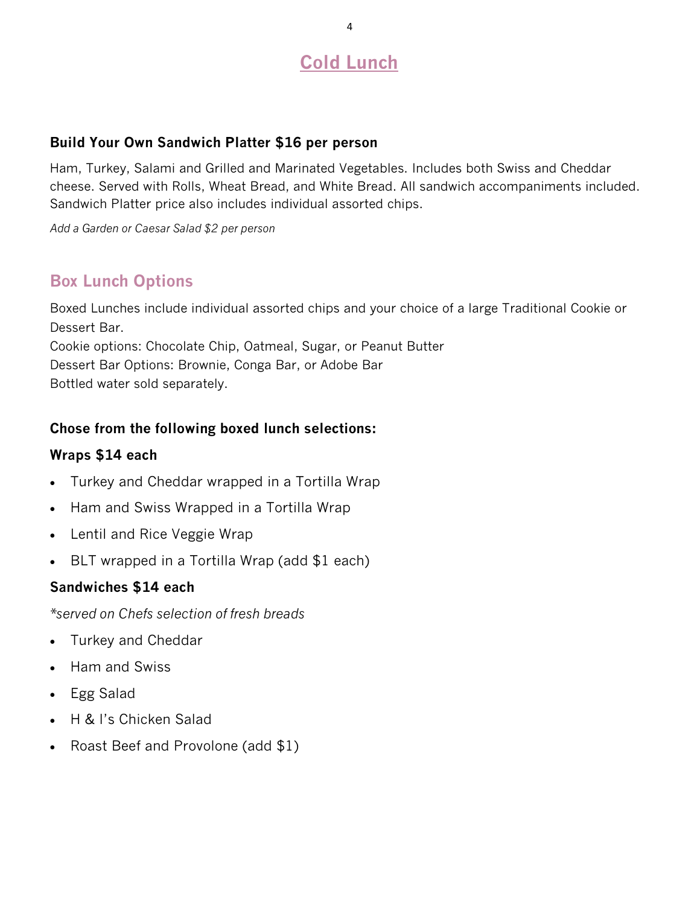# Cold Lunch

**Build Your Own Sandwich Platter $16 per person**

Ham, Turkey, Salami and Grilled and Marinated Vegetables. Includes both Swiss and Cheddar cheese. Served with Rolls, Wheat Bread, and White Bread. All sandwich accompaniments included. Sandwich Platter price also includes individual assorted chips.

*Add a Garden or Caesar Salad $2 per person*

## Box Lunch Options

Boxed Lunches include individual assorted chips and your choice of a large Traditional Cookie or Dessert Bar.
Cookie options: Chocolate Chip, Oatmeal, Sugar, or Peanut Butter
Dessert Bar Options: Brownie, Conga Bar, or Adobe Bar
Bottled water sold separately.

**Chose from the following boxed lunch selections:**

**Wraps $14 each**

- Turkey and Cheddar wrapped in a Tortilla Wrap
- Ham and Swiss Wrapped in a Tortilla Wrap
- Lentil and Rice Veggie Wrap
- BLT wrapped in a Tortilla Wrap (add $1 each)

**Sandwiches $14 each**

*\*served on Chefs selection of fresh breads*

- Turkey and Cheddar
- Ham and Swiss
- Egg Salad
- H & I's Chicken Salad
- Roast Beef and Provolone (add $1)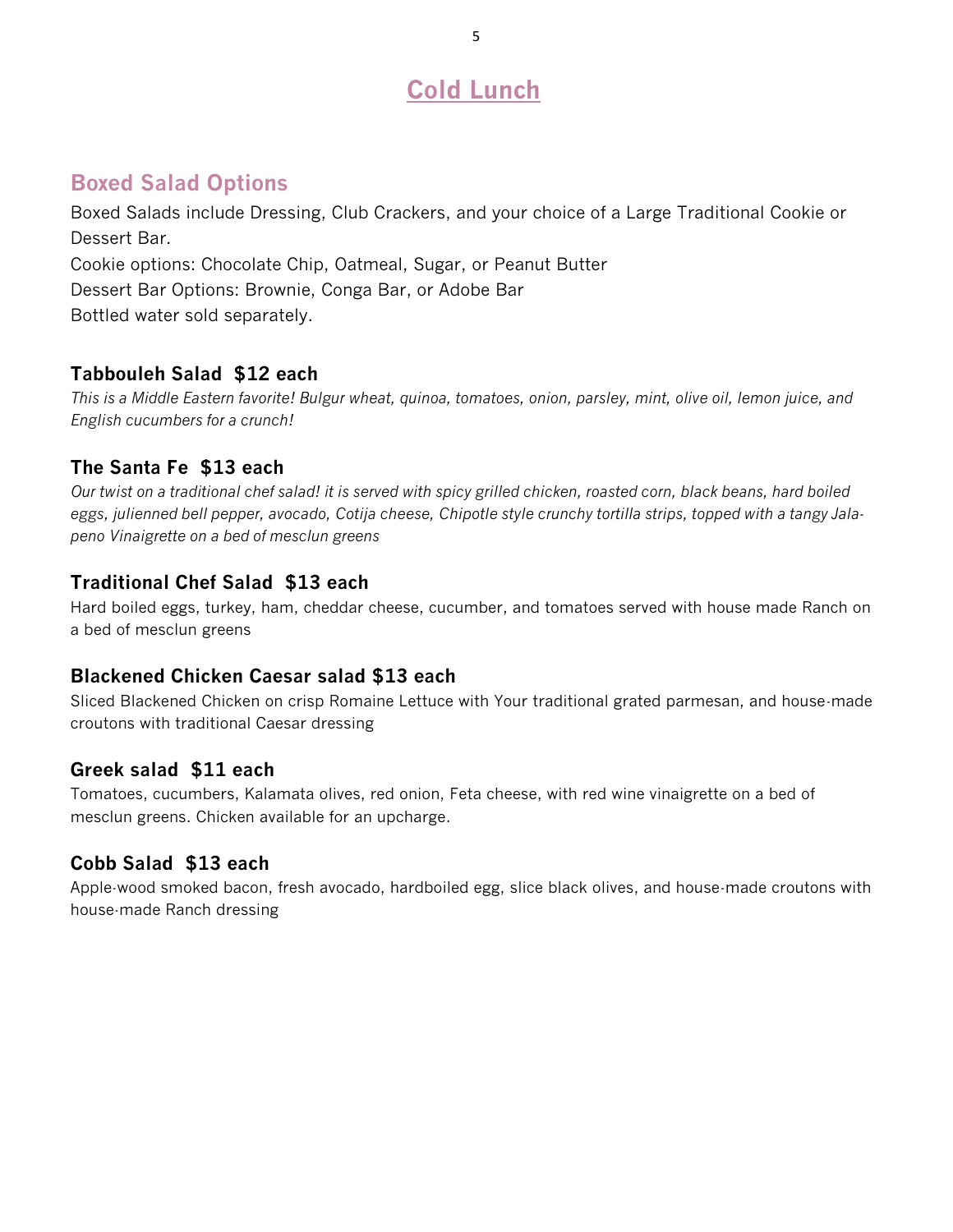# Cold Lunch

## Boxed Salad Options

Boxed Salads include Dressing, Club Crackers, and your choice of a Large Traditional Cookie or Dessert Bar.
Cookie options: Chocolate Chip, Oatmeal, Sugar, or Peanut Butter
Dessert Bar Options: Brownie, Conga Bar, or Adobe Bar
Bottled water sold separately.

### Tabbouleh Salad  $12 each

*This is a Middle Eastern favorite! Bulgur wheat, quinoa, tomatoes, onion, parsley, mint, olive oil, lemon juice, and English cucumbers for a crunch!*

### The Santa Fe  $13 each

*Our twist on a traditional chef salad! it is served with spicy grilled chicken, roasted corn, black beans, hard boiled eggs, julienned bell pepper, avocado, Cotija cheese, Chipotle style crunchy tortilla strips, topped with a tangy Jalapeno Vinaigrette on a bed of mesclun greens*

### Traditional Chef Salad  $13 each

Hard boiled eggs, turkey, ham, cheddar cheese, cucumber, and tomatoes served with house made Ranch on a bed of mesclun greens

### Blackened Chicken Caesar salad $13 each

Sliced Blackened Chicken on crisp Romaine Lettuce with Your traditional grated parmesan, and house-made croutons with traditional Caesar dressing

### Greek salad  $11 each

Tomatoes, cucumbers, Kalamata olives, red onion, Feta cheese, with red wine vinaigrette on a bed of mesclun greens. Chicken available for an upcharge.

### Cobb Salad  $13 each

Apple-wood smoked bacon, fresh avocado, hardboiled egg, slice black olives, and house-made croutons with house-made Ranch dressing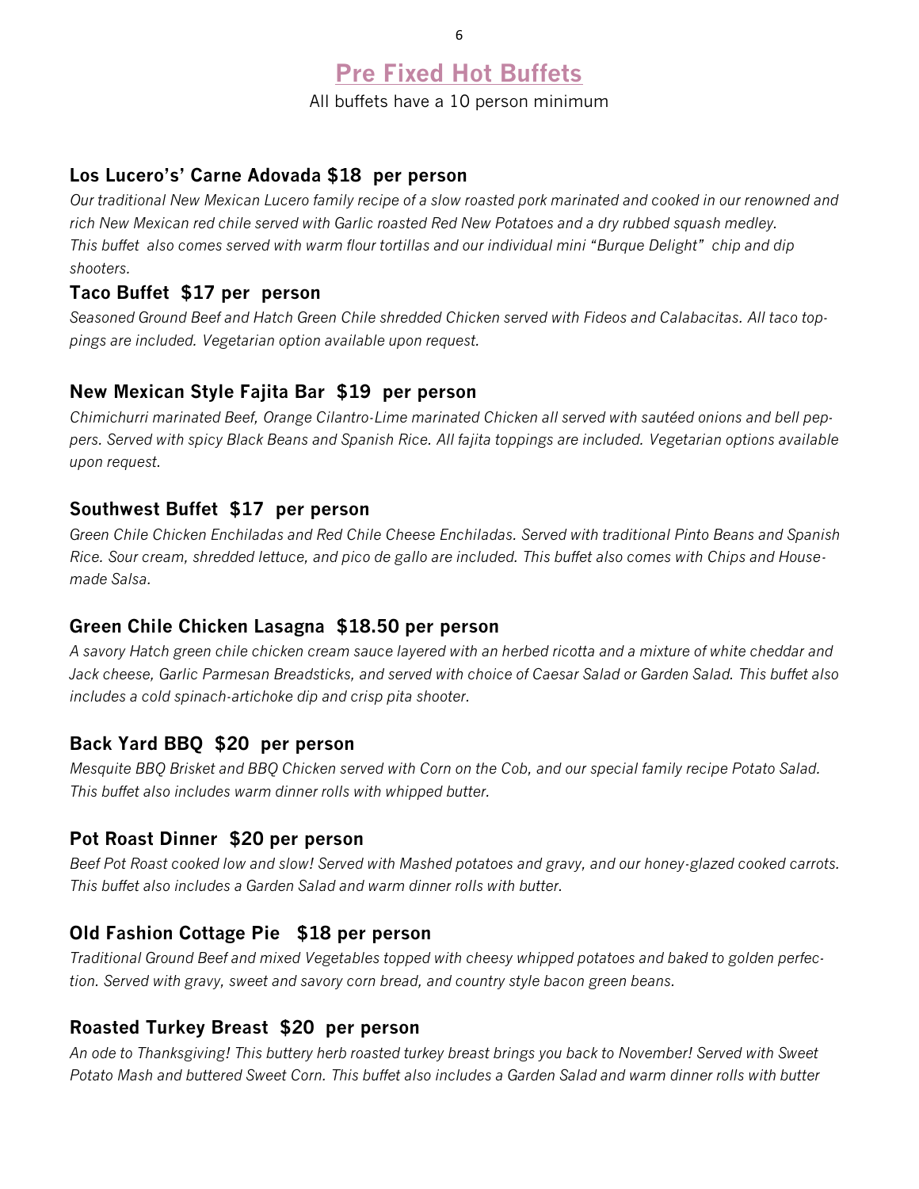# Pre Fixed Hot Buffets

All buffets have a 10 person minimum

### Los Lucero's' Carne Adovada $18 per person

*Our traditional New Mexican Lucero family recipe of a slow roasted pork marinated and cooked in our renowned and rich New Mexican red chile served with Garlic roasted Red New Potatoes and a dry rubbed squash medley. This buffet also comes served with warm flour tortillas and our individual mini "Burque Delight" chip and dip shooters.*

### Taco Buffet $17 per person

*Seasoned Ground Beef and Hatch Green Chile shredded Chicken served with Fideos and Calabacitas. All taco toppings are included. Vegetarian option available upon request.*

### New Mexican Style Fajita Bar $19 per person

*Chimichurri marinated Beef, Orange Cilantro-Lime marinated Chicken all served with sautéed onions and bell peppers. Served with spicy Black Beans and Spanish Rice. All fajita toppings are included. Vegetarian options available upon request.*

### Southwest Buffet $17 per person

*Green Chile Chicken Enchiladas and Red Chile Cheese Enchiladas. Served with traditional Pinto Beans and Spanish Rice. Sour cream, shredded lettuce, and pico de gallo are included. This buffet also comes with Chips and House-made Salsa.*

### Green Chile Chicken Lasagna $18.50 per person

*A savory Hatch green chile chicken cream sauce layered with an herbed ricotta and a mixture of white cheddar and Jack cheese, Garlic Parmesan Breadsticks, and served with choice of Caesar Salad or Garden Salad. This buffet also includes a cold spinach-artichoke dip and crisp pita shooter.*

### Back Yard BBQ $20 per person

*Mesquite BBQ Brisket and BBQ Chicken served with Corn on the Cob, and our special family recipe Potato Salad. This buffet also includes warm dinner rolls with whipped butter.*

### Pot Roast Dinner $20 per person

*Beef Pot Roast cooked low and slow! Served with Mashed potatoes and gravy, and our honey-glazed cooked carrots. This buffet also includes a Garden Salad and warm dinner rolls with butter.*

### Old Fashion Cottage Pie $18 per person

*Traditional Ground Beef and mixed Vegetables topped with cheesy whipped potatoes and baked to golden perfection. Served with gravy, sweet and savory corn bread, and country style bacon green beans.*

### Roasted Turkey Breast $20 per person

*An ode to Thanksgiving! This buttery herb roasted turkey breast brings you back to November! Served with Sweet Potato Mash and buttered Sweet Corn. This buffet also includes a Garden Salad and warm dinner rolls with butter*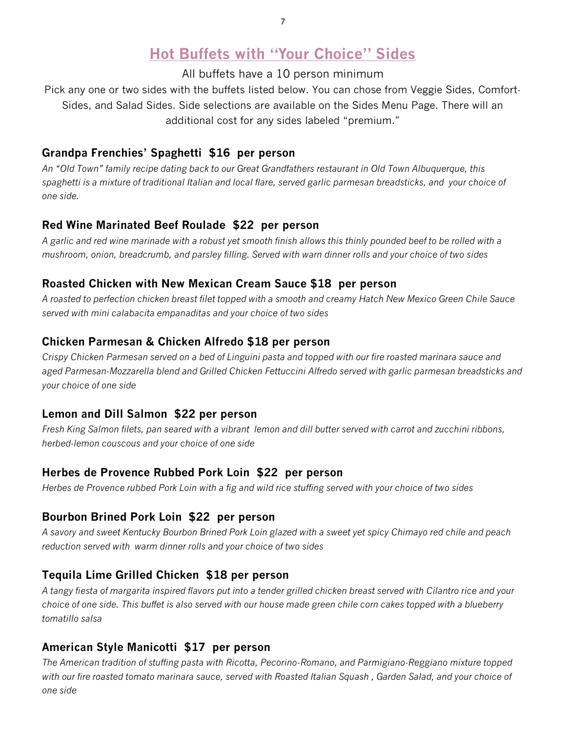# Hot Buffets with "Your Choice" Sides

All buffets have a 10 person minimum

Pick any one or two sides with the buffets listed below. You can chose from Veggie Sides, Comfort-Sides, and Salad Sides. Side selections are available on the Sides Menu Page. There will an additional cost for any sides labeled "premium."

### Grandpa Frenchies' Spaghetti $16 per person

*An "Old Town" family recipe dating back to our Great Grandfathers restaurant in Old Town Albuquerque, this spaghetti is a mixture of traditional Italian and local flare, served garlic parmesan breadsticks, and your choice of one side.*

### Red Wine Marinated Beef Roulade $22 per person

*A garlic and red wine marinade with a robust yet smooth finish allows this thinly pounded beef to be rolled with a mushroom, onion, breadcrumb, and parsley filling. Served with warn dinner rolls and your choice of two sides*

### Roasted Chicken with New Mexican Cream Sauce $18 per person

*A roasted to perfection chicken breast filet topped with a smooth and creamy Hatch New Mexico Green Chile Sauce served with mini calabacita empanaditas and your choice of two sides*

### Chicken Parmesan & Chicken Alfredo $18 per person

*Crispy Chicken Parmesan served on a bed of Linguini pasta and topped with our fire roasted marinara sauce and aged Parmesan-Mozzarella blend and Grilled Chicken Fettuccini Alfredo served with garlic parmesan breadsticks and your choice of one side*

### Lemon and Dill Salmon $22 per person

*Fresh King Salmon filets, pan seared with a vibrant lemon and dill butter served with carrot and zucchini ribbons, herbed-lemon couscous and your choice of one side*

### Herbes de Provence Rubbed Pork Loin $22 per person

*Herbes de Provence rubbed Pork Loin with a fig and wild rice stuffing served with your choice of two sides*

### Bourbon Brined Pork Loin $22 per person

*A savory and sweet Kentucky Bourbon Brined Pork Loin glazed with a sweet yet spicy Chimayo red chile and peach reduction served with warm dinner rolls and your choice of two sides*

### Tequila Lime Grilled Chicken $18 per person

*A tangy fiesta of margarita inspired flavors put into a tender grilled chicken breast served with Cilantro rice and your choice of one side. This buffet is also served with our house made green chile corn cakes topped with a blueberry tomatillo salsa*

### American Style Manicotti $17 per person

*The American tradition of stuffing pasta with Ricotta, Pecorino-Romano, and Parmigiano-Reggiano mixture topped with our fire roasted tomato marinara sauce, served with Roasted Italian Squash , Garden Salad, and your choice of one side*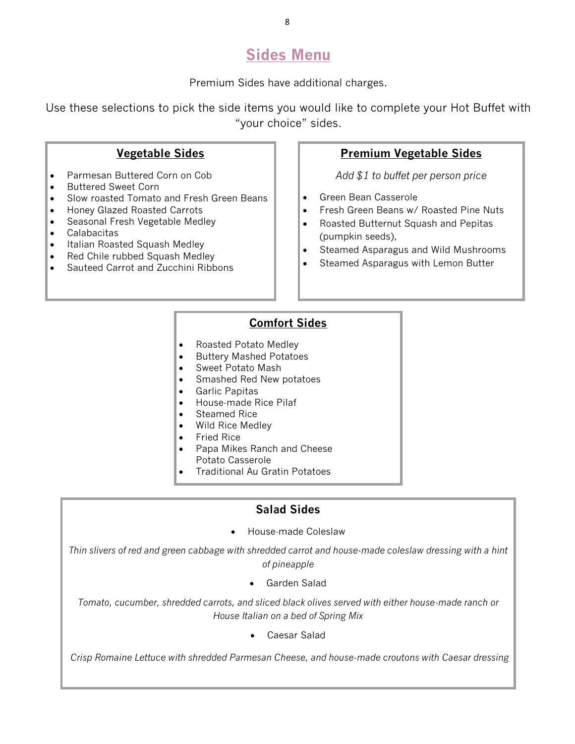# Sides Menu

Premium Sides have additional charges.

Use these selections to pick the side items you would like to complete your Hot Buffet with "your choice" sides.

## Vegetable Sides

- Parmesan Buttered Corn on Cob
- Buttered Sweet Corn
- Slow roasted Tomato and Fresh Green Beans
- Honey Glazed Roasted Carrots
- Seasonal Fresh Vegetable Medley
- Calabacitas
- Italian Roasted Squash Medley
- Red Chile rubbed Squash Medley
- Sauteed Carrot and Zucchini Ribbons

## Premium Vegetable Sides

*Add $1 to buffet per person price*

- Green Bean Casserole
- Fresh Green Beans w/ Roasted Pine Nuts
- Roasted Butternut Squash and Pepitas (pumpkin seeds),
- Steamed Asparagus and Wild Mushrooms
- Steamed Asparagus with Lemon Butter

## Comfort Sides

- Roasted Potato Medley
- Buttery Mashed Potatoes
- Sweet Potato Mash
- Smashed Red New potatoes
- Garlic Papitas
- House-made Rice Pilaf
- Steamed Rice
- Wild Rice Medley
- Fried Rice
- Papa Mikes Ranch and Cheese Potato Casserole
- Traditional Au Gratin Potatoes

## Salad Sides

- House-made Coleslaw

*Thin slivers of red and green cabbage with shredded carrot and house-made coleslaw dressing with a hint of pineapple*

- Garden Salad

*Tomato, cucumber, shredded carrots, and sliced black olives served with either house-made ranch or House Italian on a bed of Spring Mix*

- Caesar Salad

*Crisp Romaine Lettuce with shredded Parmesan Cheese, and house-made croutons with Caesar dressing*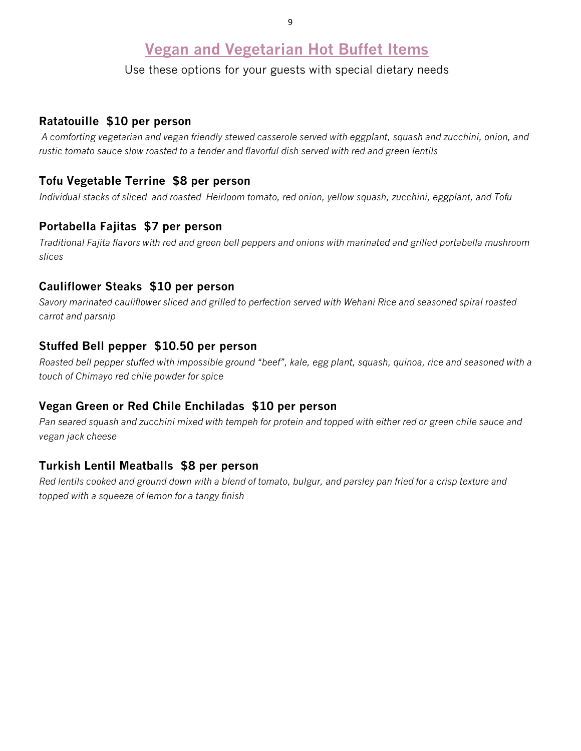# Vegan and Vegetarian Hot Buffet Items

Use these options for your guests with special dietary needs

### Ratatouille  $10 per person

*A comforting vegetarian and vegan friendly stewed casserole served with eggplant, squash and zucchini, onion, and rustic tomato sauce slow roasted to a tender and flavorful dish served with red and green lentils*

### Tofu Vegetable Terrine  $8 per person

*Individual stacks of sliced and roasted Heirloom tomato, red onion, yellow squash, zucchini, eggplant, and Tofu*

### Portabella Fajitas  $7 per person

*Traditional Fajita flavors with red and green bell peppers and onions with marinated and grilled portabella mushroom slices*

### Cauliflower Steaks  $10 per person

*Savory marinated cauliflower sliced and grilled to perfection served with Wehani Rice and seasoned spiral roasted carrot and parsnip*

### Stuffed Bell pepper  $10.50 per person

*Roasted bell pepper stuffed with impossible ground "beef", kale, egg plant, squash, quinoa, rice and seasoned with a touch of Chimayo red chile powder for spice*

### Vegan Green or Red Chile Enchiladas  $10 per person

*Pan seared squash and zucchini mixed with tempeh for protein and topped with either red or green chile sauce and vegan jack cheese*

### Turkish Lentil Meatballs  $8 per person

*Red lentils cooked and ground down with a blend of tomato, bulgur, and parsley pan fried for a crisp texture and topped with a squeeze of lemon for a tangy finish*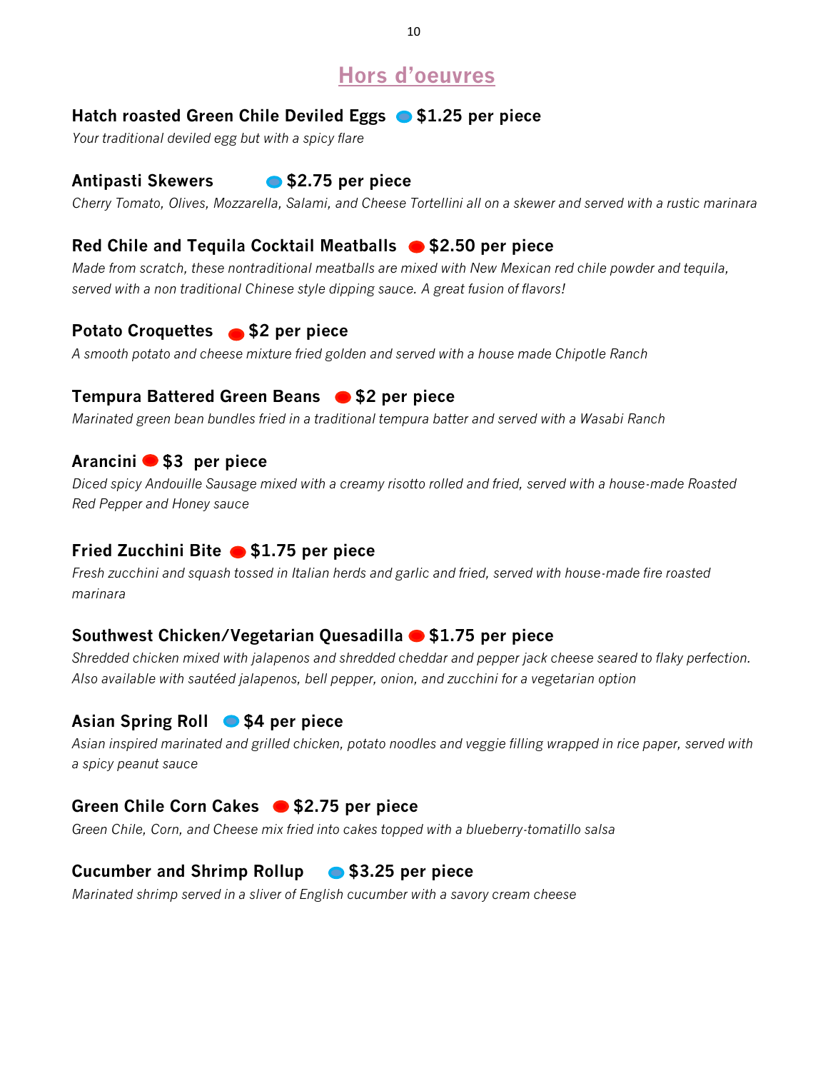# Hors d'oeuvres

**Hatch roasted Green Chile Deviled Eggs 🔵 $1.25 per piece**

*Your traditional deviled egg but with a spicy flare*

**Antipasti Skewers 🔵 $2.75 per piece**

*Cherry Tomato, Olives, Mozzarella, Salami, and Cheese Tortellini all on a skewer and served with a rustic marinara*

**Red Chile and Tequila Cocktail Meatballs 🔴 $2.50 per piece**

*Made from scratch, these nontraditional meatballs are mixed with New Mexican red chile powder and tequila, served with a non traditional Chinese style dipping sauce. A great fusion of flavors!*

**Potato Croquettes 🔴 $2 per piece**

*A smooth potato and cheese mixture fried golden and served with a house made Chipotle Ranch*

**Tempura Battered Green Beans 🔴 $2 per piece**

*Marinated green bean bundles fried in a traditional tempura batter and served with a Wasabi Ranch*

**Arancini 🔴 $3 per piece**

*Diced spicy Andouille Sausage mixed with a creamy risotto rolled and fried, served with a house-made Roasted Red Pepper and Honey sauce*

**Fried Zucchini Bite 🔴 $1.75 per piece**

*Fresh zucchini and squash tossed in Italian herds and garlic and fried, served with house-made fire roasted marinara*

**Southwest Chicken/Vegetarian Quesadilla 🔴 $1.75 per piece**

*Shredded chicken mixed with jalapenos and shredded cheddar and pepper jack cheese seared to flaky perfection. Also available with sautéed jalapenos, bell pepper, onion, and zucchini for a vegetarian option*

**Asian Spring Roll 🔵 $4 per piece**

*Asian inspired marinated and grilled chicken, potato noodles and veggie filling wrapped in rice paper, served with a spicy peanut sauce*

**Green Chile Corn Cakes 🔴 $2.75 per piece**

*Green Chile, Corn, and Cheese mix fried into cakes topped with a blueberry-tomatillo salsa*

**Cucumber and Shrimp Rollup 🔵 $3.25 per piece**

*Marinated shrimp served in a sliver of English cucumber with a savory cream cheese*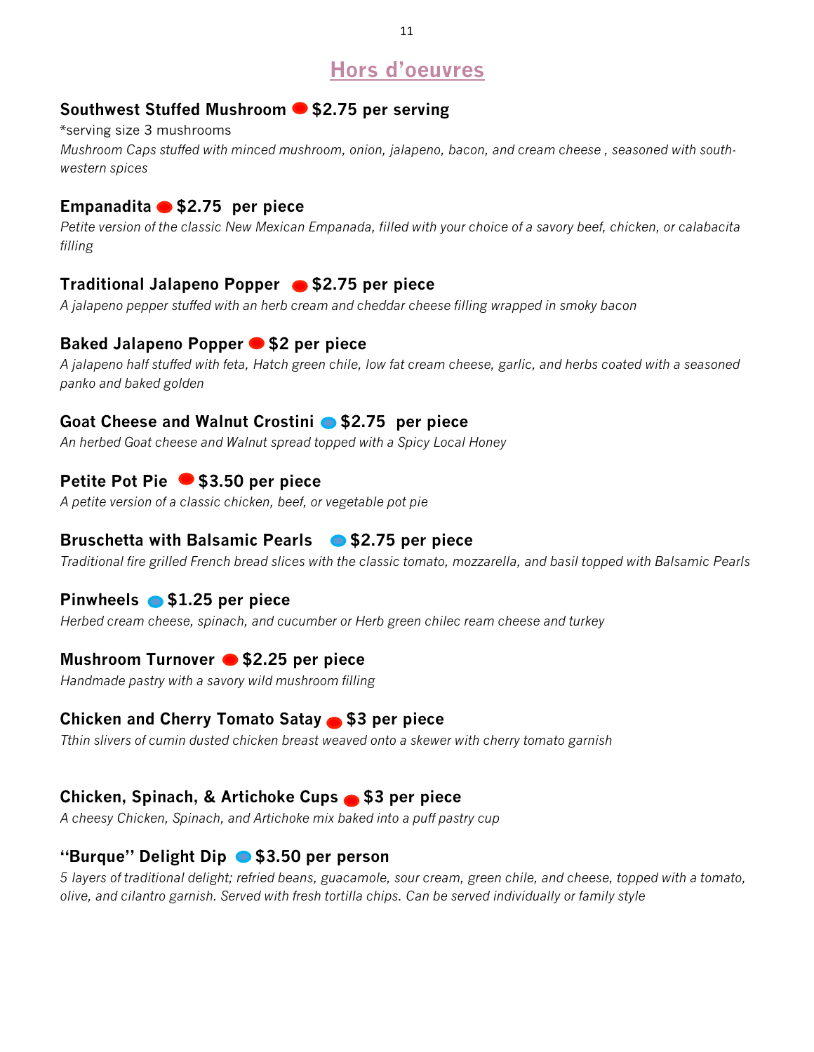# Hors d'oeuvres

### Southwest Stuffed Mushroom 🔴 $2.75 per serving

*serving size 3 mushrooms

*Mushroom Caps stuffed with minced mushroom, onion, jalapeno, bacon, and cream cheese , seasoned with south-western spices*

### Empanadita 🔴 $2.75 per piece

*Petite version of the classic New Mexican Empanada, filled with your choice of a savory beef, chicken, or calabacita filling*

### Traditional Jalapeno Popper 🔴 $2.75 per piece

*A jalapeno pepper stuffed with an herb cream and cheddar cheese filling wrapped in smoky bacon*

### Baked Jalapeno Popper 🔴 $2 per piece

*A jalapeno half stuffed with feta, Hatch green chile, low fat cream cheese, garlic, and herbs coated with a seasoned panko and baked golden*

### Goat Cheese and Walnut Crostini 🔵 $2.75 per piece

*An herbed Goat cheese and Walnut spread topped with a Spicy Local Honey*

### Petite Pot Pie 🔴 $3.50 per piece

*A petite version of a classic chicken, beef, or vegetable pot pie*

### Bruschetta with Balsamic Pearls 🔵 $2.75 per piece

*Traditional fire grilled French bread slices with the classic tomato, mozzarella, and basil topped with Balsamic Pearls*

### Pinwheels 🔵 $1.25 per piece

*Herbed cream cheese, spinach, and cucumber or Herb green chilec ream cheese and turkey*

### Mushroom Turnover 🔴 $2.25 per piece

*Handmade pastry with a savory wild mushroom filling*

### Chicken and Cherry Tomato Satay 🔴 $3 per piece

*Tthin slivers of cumin dusted chicken breast weaved onto a skewer with cherry tomato garnish*

### Chicken, Spinach, & Artichoke Cups 🔴 $3 per piece

*A cheesy Chicken, Spinach, and Artichoke mix baked into a puff pastry cup*

### ''Burque'' Delight Dip 🔵 $3.50 per person

*5 layers of traditional delight; refried beans, guacamole, sour cream, green chile, and cheese, topped with a tomato, olive, and cilantro garnish. Served with fresh tortilla chips. Can be served individually or family style*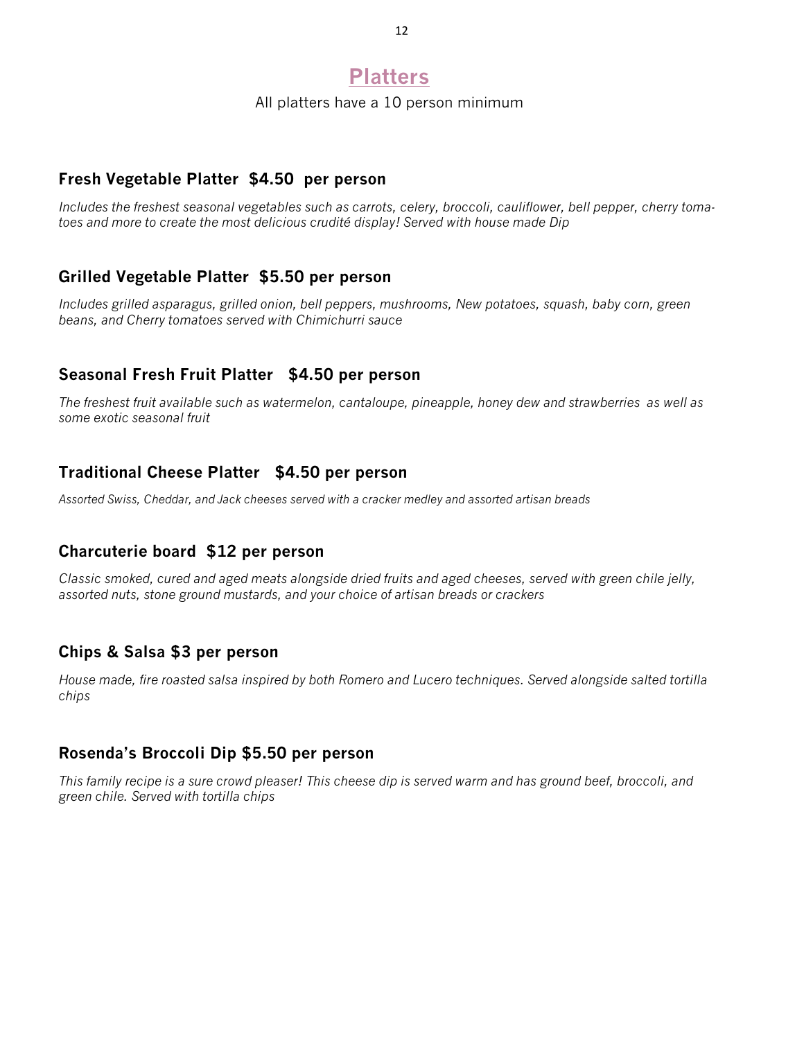# Platters

All platters have a 10 person minimum

### Fresh Vegetable Platter  $4.50  per person

*Includes the freshest seasonal vegetables such as carrots, celery, broccoli, cauliflower, bell pepper, cherry tomatoes and more to create the most delicious crudité display! Served with house made Dip*

### Grilled Vegetable Platter  $5.50 per person

*Includes grilled asparagus, grilled onion, bell peppers, mushrooms, New potatoes, squash, baby corn, green beans, and Cherry tomatoes served with Chimichurri sauce*

### Seasonal Fresh Fruit Platter   $4.50 per person

*The freshest fruit available such as watermelon, cantaloupe, pineapple, honey dew and strawberries  as well as some exotic seasonal fruit*

### Traditional Cheese Platter   $4.50 per person

*Assorted Swiss, Cheddar, and Jack cheeses served with a cracker medley and assorted artisan breads*

### Charcuterie board  $12 per person

*Classic smoked, cured and aged meats alongside dried fruits and aged cheeses, served with green chile jelly, assorted nuts, stone ground mustards, and your choice of artisan breads or crackers*

### Chips & Salsa $3 per person

*House made, fire roasted salsa inspired by both Romero and Lucero techniques. Served alongside salted tortilla chips*

### Rosenda's Broccoli Dip $5.50 per person

*This family recipe is a sure crowd pleaser! This cheese dip is served warm and has ground beef, broccoli, and green chile. Served with tortilla chips*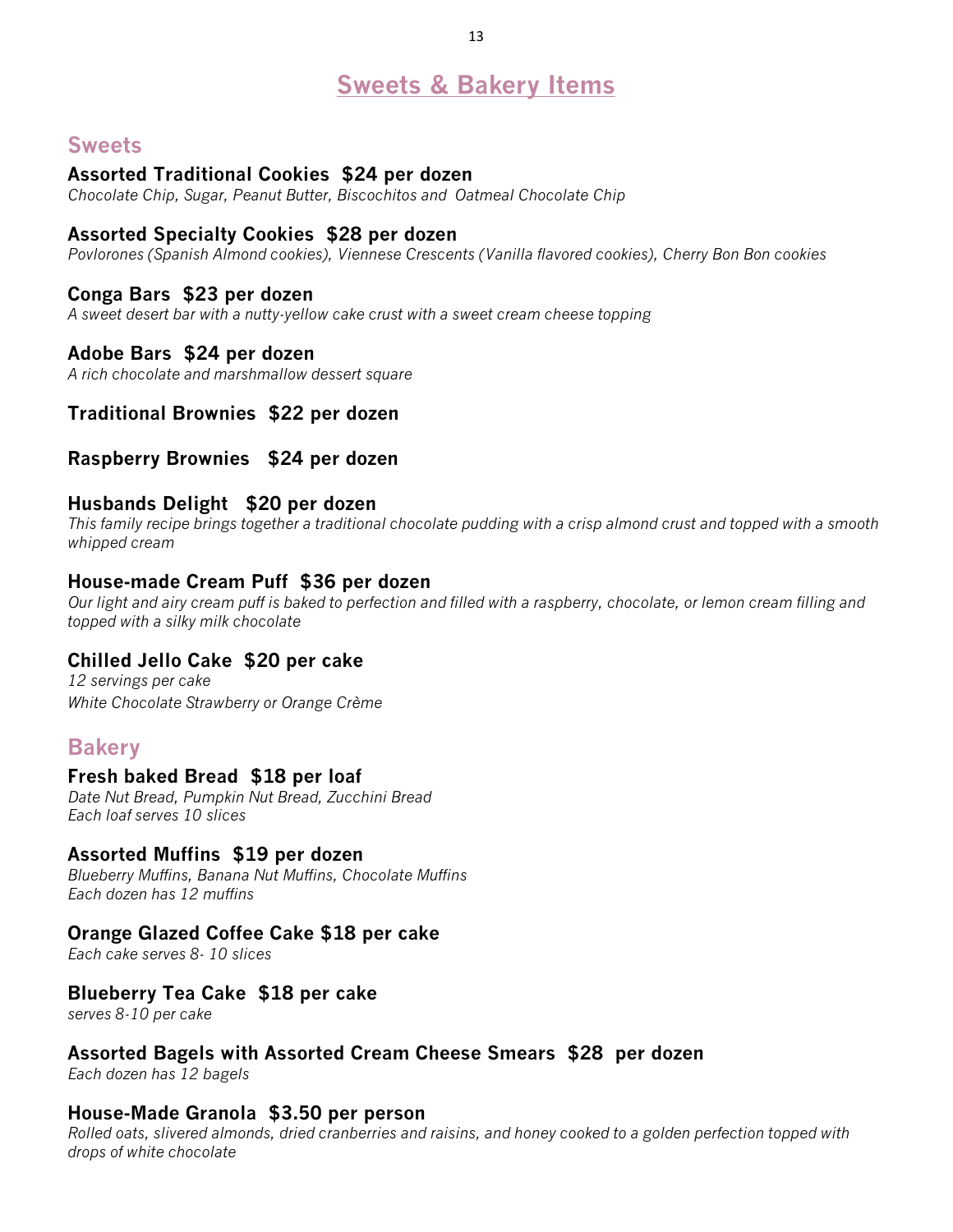# Sweets & Bakery Items

## Sweets

**Assorted Traditional Cookies  $24 per dozen**
*Chocolate Chip, Sugar, Peanut Butter, Biscochitos and  Oatmeal Chocolate Chip*

**Assorted Specialty Cookies  $28 per dozen**
*Povlorones (Spanish Almond cookies), Viennese Crescents (Vanilla flavored cookies), Cherry Bon Bon cookies*

**Conga Bars  $23 per dozen**
*A sweet desert bar with a nutty-yellow cake crust with a sweet cream cheese topping*

**Adobe Bars  $24 per dozen**
*A rich chocolate and marshmallow dessert square*

**Traditional Brownies  $22 per dozen**

**Raspberry Brownies   $24 per dozen**

**Husbands Delight   $20 per dozen**
*This family recipe brings together a traditional chocolate pudding with a crisp almond crust and topped with a smooth whipped cream*

**House-made Cream Puff  $36 per dozen**
*Our light and airy cream puff is baked to perfection and filled with a raspberry, chocolate, or lemon cream filling and topped with a silky milk chocolate*

**Chilled Jello Cake  $20 per cake**
*12 servings per cake*
*White Chocolate Strawberry or Orange Crème*

## Bakery

**Fresh baked Bread  $18 per loaf**
*Date Nut Bread, Pumpkin Nut Bread, Zucchini Bread*
*Each loaf serves 10 slices*

**Assorted Muffins  $19 per dozen**
*Blueberry Muffins, Banana Nut Muffins, Chocolate Muffins*
*Each dozen has 12 muffins*

**Orange Glazed Coffee Cake $18 per cake**
*Each cake serves 8- 10 slices*

**Blueberry Tea Cake  $18 per cake**
*serves 8-10 per cake*

**Assorted Bagels with Assorted Cream Cheese Smears  $28  per dozen**
*Each dozen has 12 bagels*

**House-Made Granola  $3.50 per person**
*Rolled oats, slivered almonds, dried cranberries and raisins, and honey cooked to a golden perfection topped with drops of white chocolate*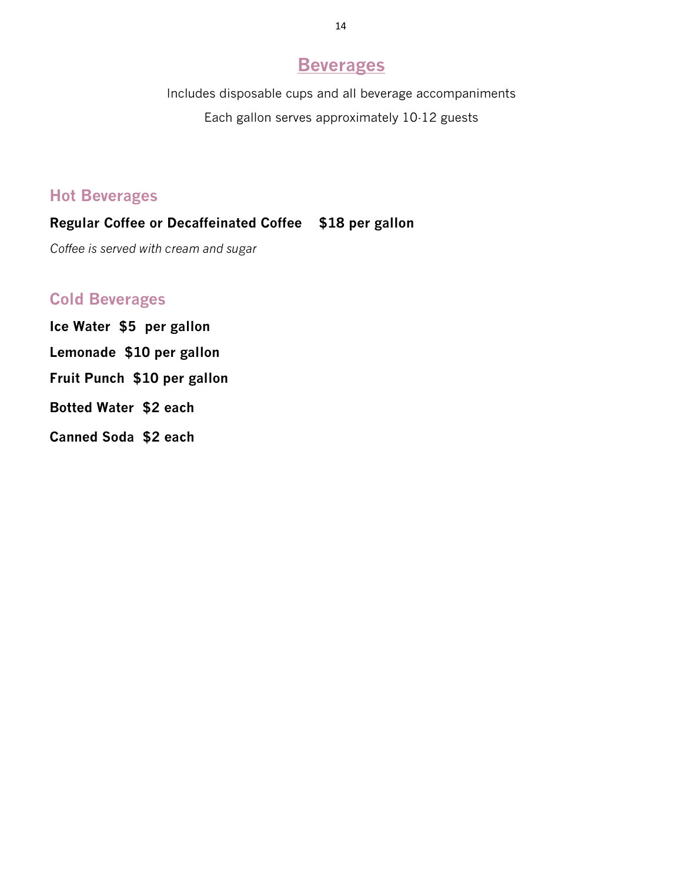# Beverages

Includes disposable cups and all beverage accompaniments

Each gallon serves approximately 10-12 guests

## Hot Beverages

**Regular Coffee or Decaffeinated Coffee    $18 per gallon**

*Coffee is served with cream and sugar*

## Cold Beverages

**Ice Water  $5  per gallon**

**Lemonade  $10 per gallon**

**Fruit Punch  $10 per gallon**

**Botted Water  $2 each**

**Canned Soda  $2 each**